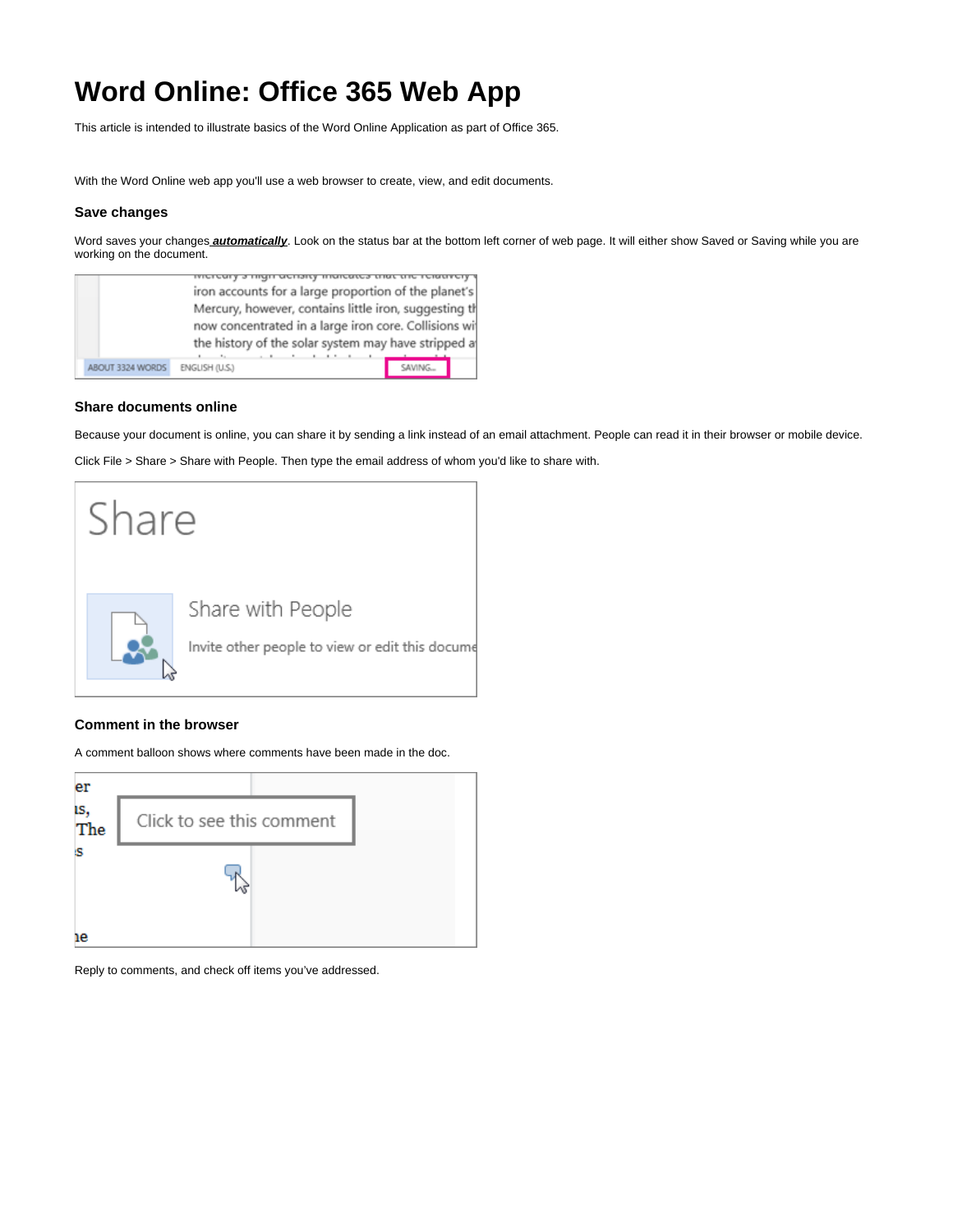# Word Online: Office 365 Web App

This article is intended to illustrate basics of the Word Online Application as part of Office 365.

With the Word Online web app you'll use a web browser to create, view, and edit documents.

### Save changes

Word saves your changes ***automatically***. Look on the status bar at the bottom left corner of web page. It will either show Saved or Saving while you are working on the document.

### Share documents online

Because your document is online, you can share it by sending a link instead of an email attachment. People can read it in their browser or mobile device.

Click File > Share > Share with People. Then type the email address of whom you'd like to share with.

### Comment in the browser

A comment balloon shows where comments have been made in the doc.

Reply to comments, and check off items you've addressed.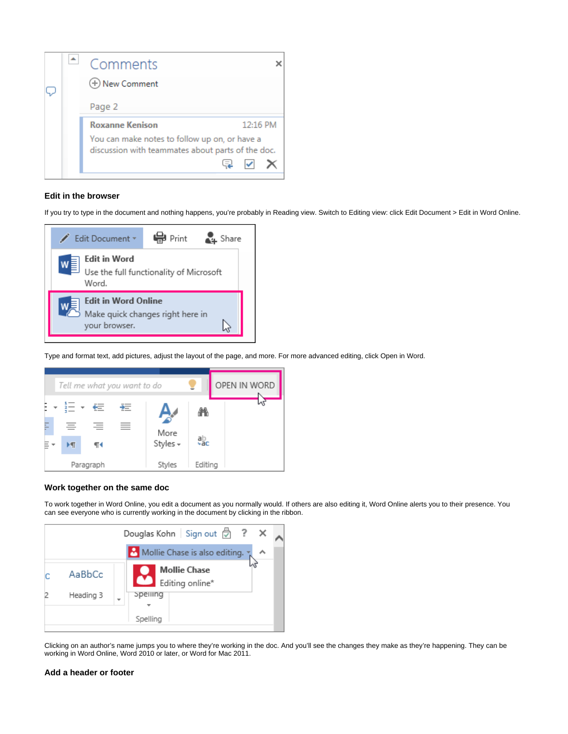## Edit in the browser

If you try to type in the document and nothing happens, you're probably in Reading view. Switch to Editing view: click Edit Document > Edit in Word Online.

Type and format text, add pictures, adjust the layout of the page, and more. For more advanced editing, click Open in Word.

## Work together on the same doc

To work together in Word Online, you edit a document as you normally would. If others are also editing it, Word Online alerts you to their presence. You can see everyone who is currently working in the document by clicking in the ribbon.

Clicking on an author's name jumps you to where they're working in the doc. And you'll see the changes they make as they're happening. They can be working in Word Online, Word 2010 or later, or Word for Mac 2011.

## Add a header or footer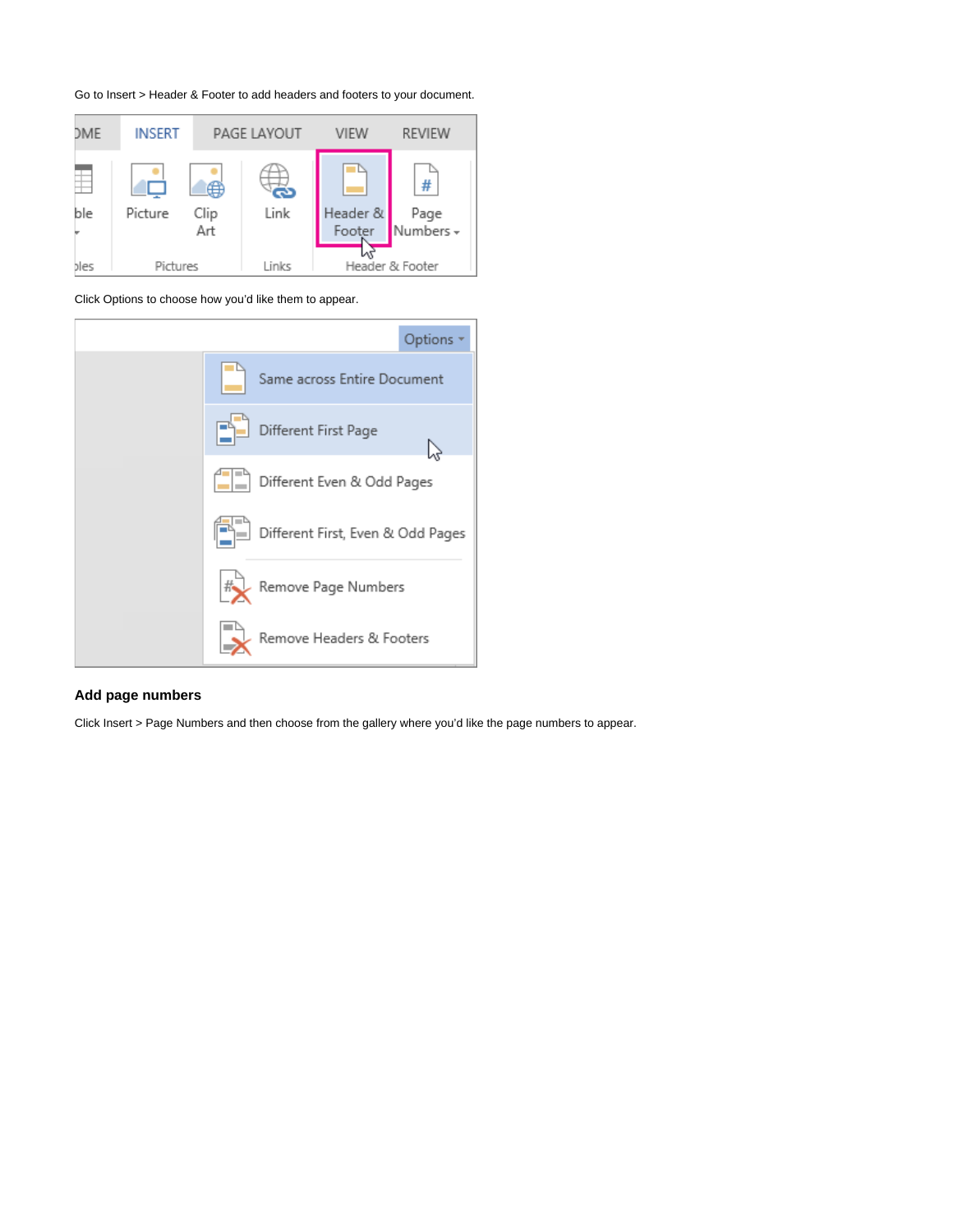Go to Insert > Header & Footer to add headers and footers to your document.

Click Options to choose how you'd like them to appear.

## Add page numbers

Click Insert > Page Numbers and then choose from the gallery where you'd like the page numbers to appear.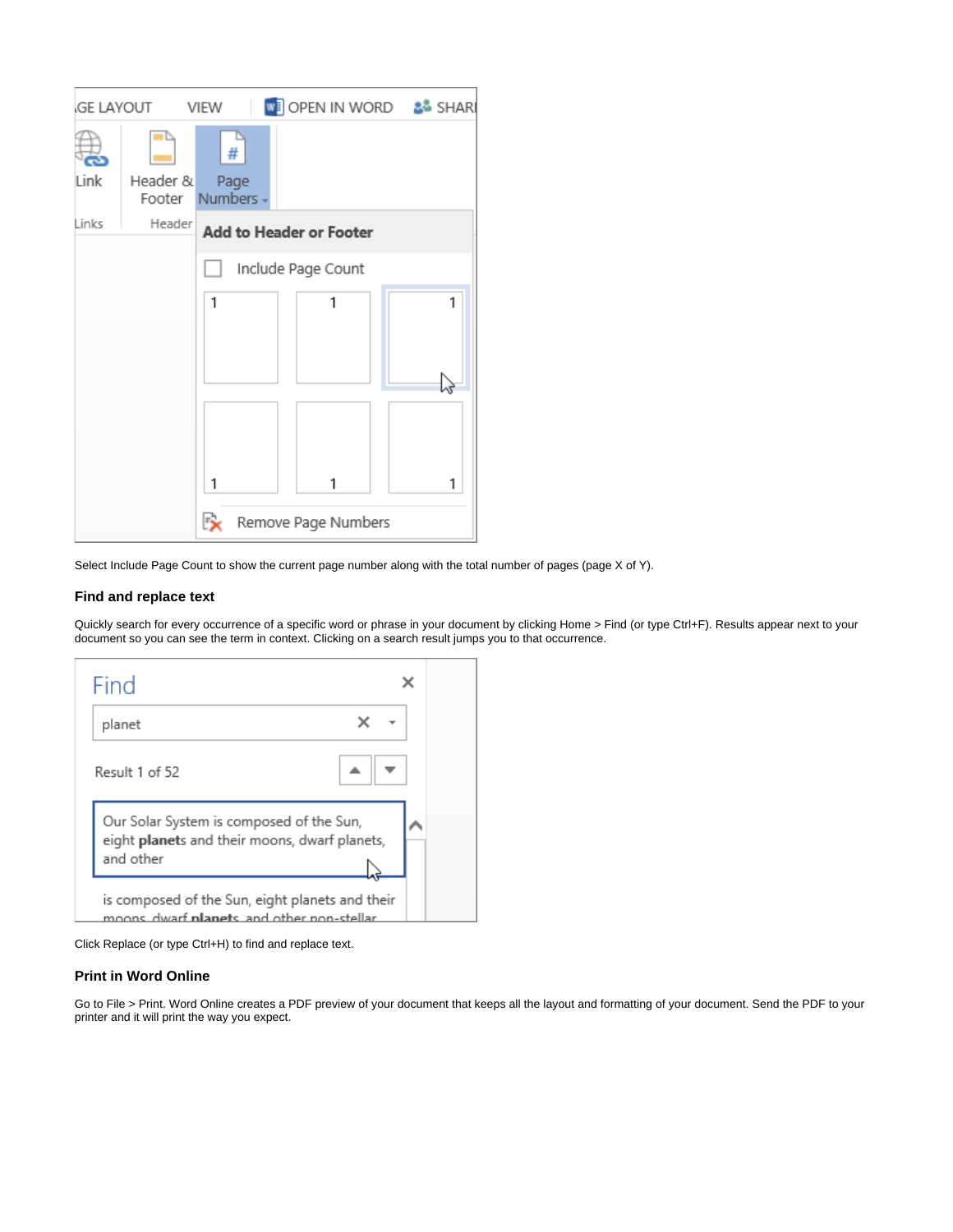Select Include Page Count to show the current page number along with the total number of pages (page X of Y).

### Find and replace text

Quickly search for every occurrence of a specific word or phrase in your document by clicking Home > Find (or type Ctrl+F). Results appear next to your document so you can see the term in context. Clicking on a search result jumps you to that occurrence.

Click Replace (or type Ctrl+H) to find and replace text.

### Print in Word Online

Go to File > Print. Word Online creates a PDF preview of your document that keeps all the layout and formatting of your document. Send the PDF to your printer and it will print the way you expect.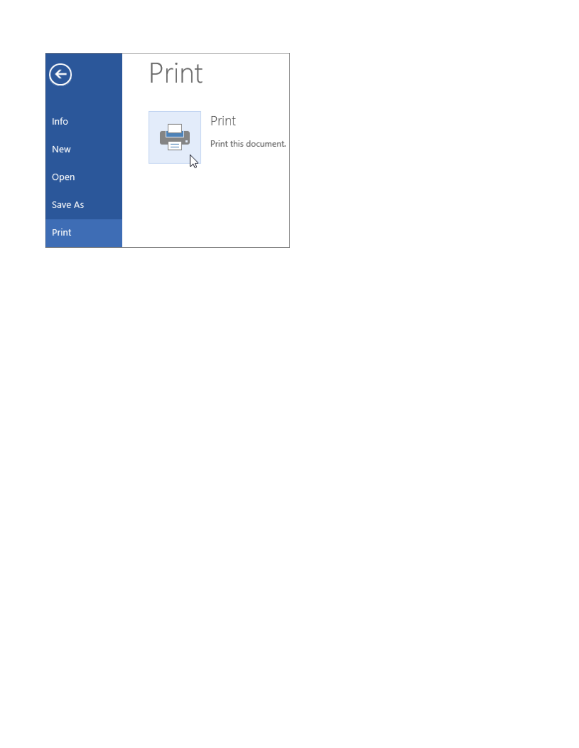Info

New

Open

Save As

Print

# Print

Print

Print this document.